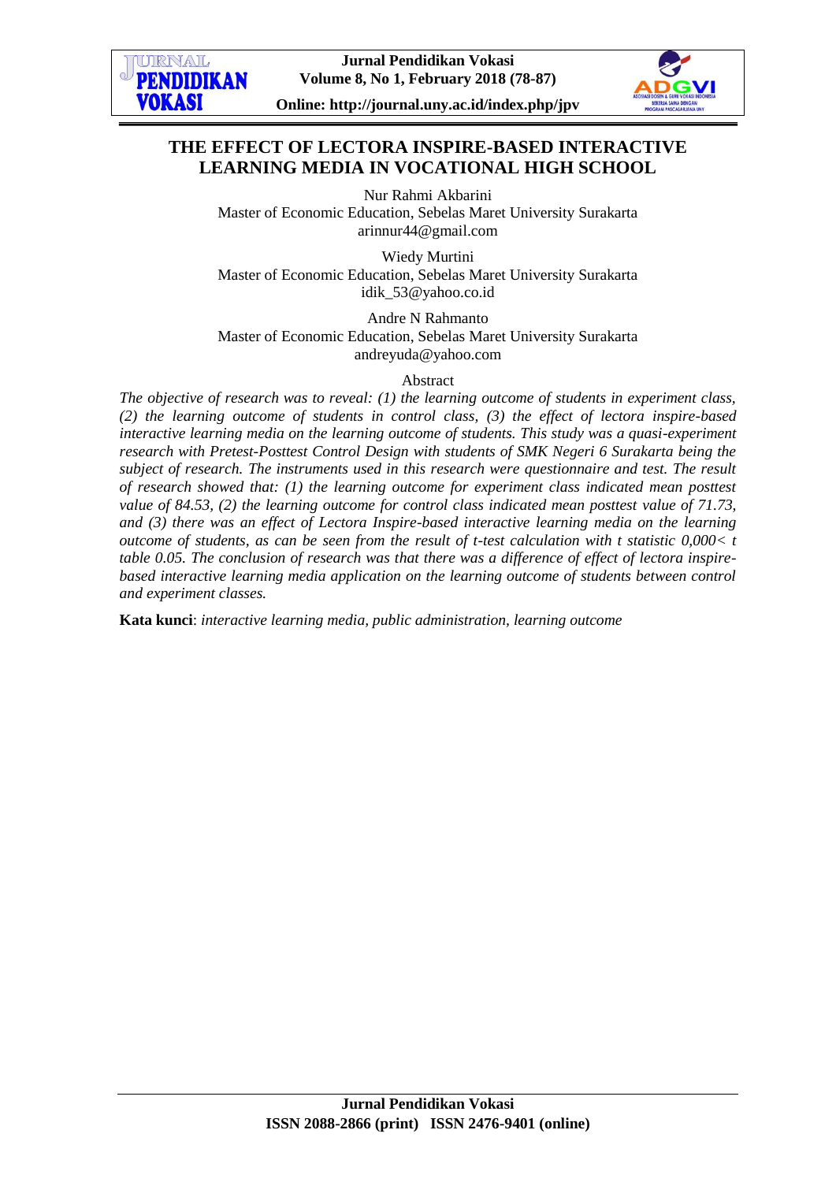# THE EFFECT OF LECTORA INSPIRE-BASED INTERACTIVE LEARNING MEDIA IN VOCATIONAL HIGH SCHOOL

Nur Rahmi Akbarini
Master of Economic Education, Sebelas Maret University Surakarta
arinnur44@gmail.com

Wiedy Murtini
Master of Economic Education, Sebelas Maret University Surakarta
idik_53@yahoo.co.id

Andre N Rahmanto
Master of Economic Education, Sebelas Maret University Surakarta
andreyuda@yahoo.com

Abstract

*The objective of research was to reveal: (1) the learning outcome of students in experiment class, (2) the learning outcome of students in control class, (3) the effect of lectora inspire-based interactive learning media on the learning outcome of students. This study was a quasi-experiment research with Pretest-Posttest Control Design with students of SMK Negeri 6 Surakarta being the subject of research. The instruments used in this research were questionnaire and test. The result of research showed that: (1) the learning outcome for experiment class indicated mean posttest value of 84.53, (2) the learning outcome for control class indicated mean posttest value of 71.73, and (3) there was an effect of Lectora Inspire-based interactive learning media on the learning outcome of students, as can be seen from the result of t-test calculation with t statistic 0,000< t table 0.05. The conclusion of research was that there was a difference of effect of lectora inspire-based interactive learning media application on the learning outcome of students between control and experiment classes.*

**Kata kunci**: *interactive learning media, public administration, learning outcome*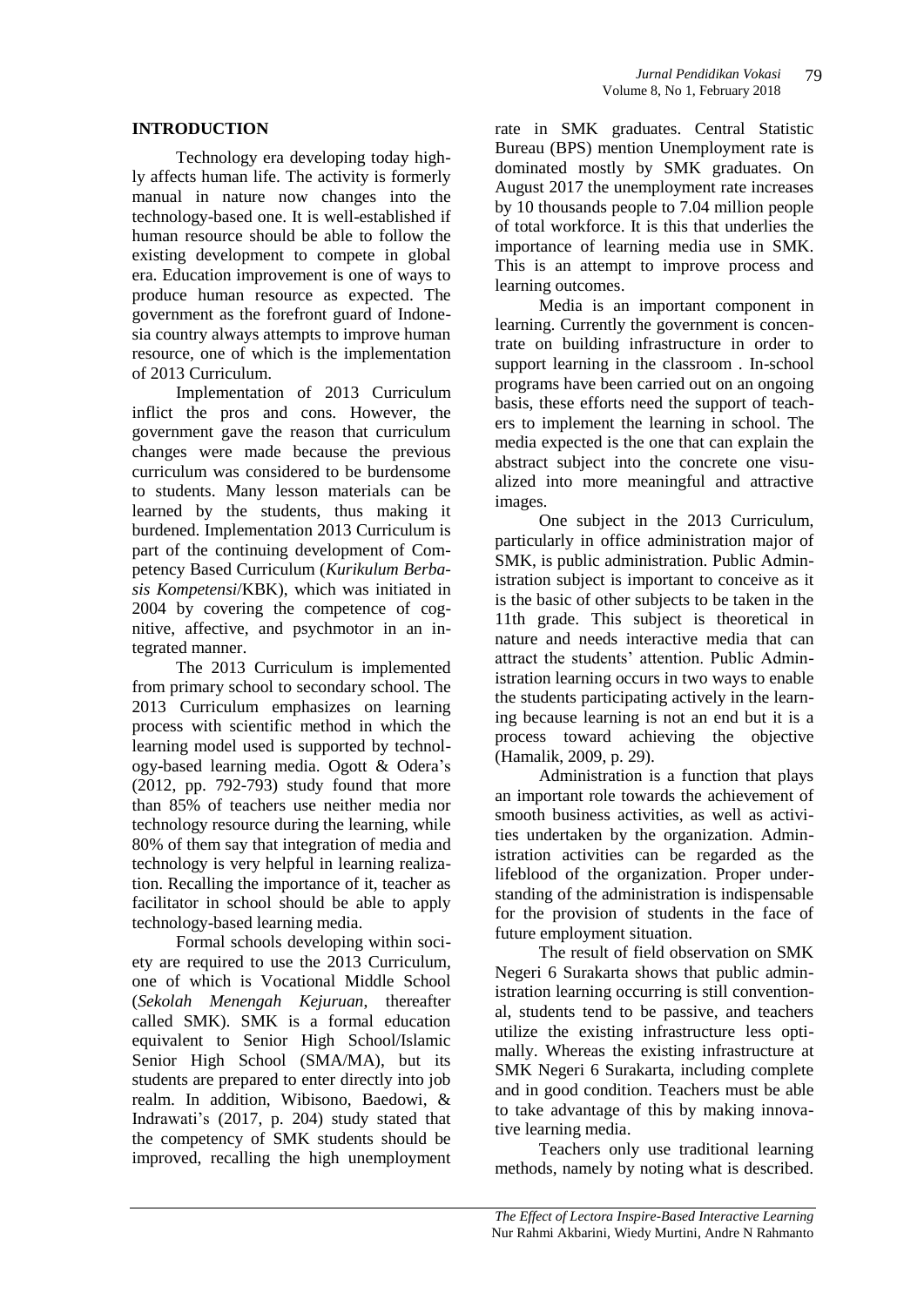## INTRODUCTION

Technology era developing today highly affects human life. The activity is formerly manual in nature now changes into the technology-based one. It is well-established if human resource should be able to follow the existing development to compete in global era. Education improvement is one of ways to produce human resource as expected. The government as the forefront guard of Indonesia country always attempts to improve human resource, one of which is the implementation of 2013 Curriculum.

Implementation of 2013 Curriculum inflict the pros and cons. However, the government gave the reason that curriculum changes were made because the previous curriculum was considered to be burdensome to students. Many lesson materials can be learned by the students, thus making it burdened. Implementation 2013 Curriculum is part of the continuing development of Competency Based Curriculum (*Kurikulum Berbasis Kompetensi*/KBK), which was initiated in 2004 by covering the competence of cognitive, affective, and psychmotor in an integrated manner.

The 2013 Curriculum is implemented from primary school to secondary school. The 2013 Curriculum emphasizes on learning process with scientific method in which the learning model used is supported by technology-based learning media. Ogott & Odera's (2012, pp. 792-793) study found that more than 85% of teachers use neither media nor technology resource during the learning, while 80% of them say that integration of media and technology is very helpful in learning realization. Recalling the importance of it, teacher as facilitator in school should be able to apply technology-based learning media.

Formal schools developing within society are required to use the 2013 Curriculum, one of which is Vocational Middle School (*Sekolah Menengah Kejuruan*, thereafter called SMK). SMK is a formal education equivalent to Senior High School/Islamic Senior High School (SMA/MA), but its students are prepared to enter directly into job realm. In addition, Wibisono, Baedowi, & Indrawati's (2017, p. 204) study stated that the competency of SMK students should be improved, recalling the high unemployment rate in SMK graduates. Central Statistic Bureau (BPS) mention Unemployment rate is dominated mostly by SMK graduates. On August 2017 the unemployment rate increases by 10 thousands people to 7.04 million people of total workforce. It is this that underlies the importance of learning media use in SMK. This is an attempt to improve process and learning outcomes.

Media is an important component in learning. Currently the government is concentrate on building infrastructure in order to support learning in the classroom . In-school programs have been carried out on an ongoing basis, these efforts need the support of teachers to implement the learning in school. The media expected is the one that can explain the abstract subject into the concrete one visualized into more meaningful and attractive images.

One subject in the 2013 Curriculum, particularly in office administration major of SMK, is public administration. Public Administration subject is important to conceive as it is the basic of other subjects to be taken in the 11th grade. This subject is theoretical in nature and needs interactive media that can attract the students' attention. Public Administration learning occurs in two ways to enable the students participating actively in the learning because learning is not an end but it is a process toward achieving the objective (Hamalik, 2009, p. 29).

Administration is a function that plays an important role towards the achievement of smooth business activities, as well as activities undertaken by the organization. Administration activities can be regarded as the lifeblood of the organization. Proper understanding of the administration is indispensable for the provision of students in the face of future employment situation.

The result of field observation on SMK Negeri 6 Surakarta shows that public administration learning occurring is still conventional, students tend to be passive, and teachers utilize the existing infrastructure less optimally. Whereas the existing infrastructure at SMK Negeri 6 Surakarta, including complete and in good condition. Teachers must be able to take advantage of this by making innovative learning media.

Teachers only use traditional learning methods, namely by noting what is described.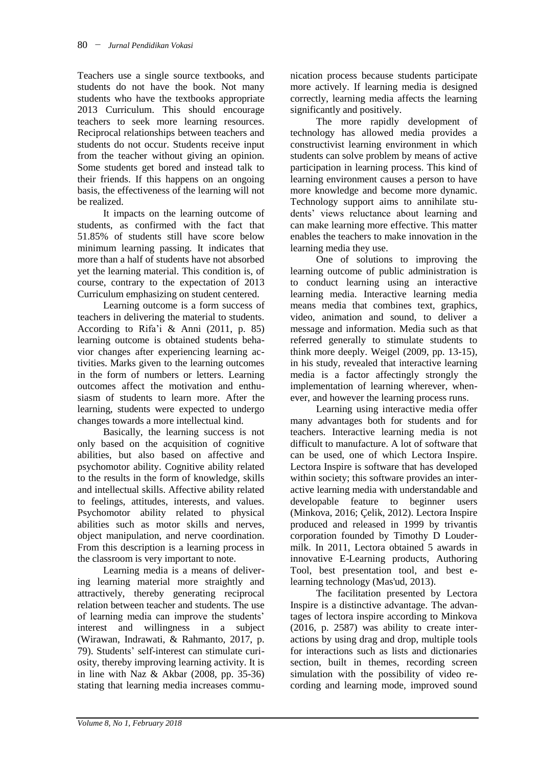Teachers use a single source textbooks, and students do not have the book. Not many students who have the textbooks appropriate 2013 Curriculum. This should encourage teachers to seek more learning resources. Reciprocal relationships between teachers and students do not occur. Students receive input from the teacher without giving an opinion. Some students get bored and instead talk to their friends. If this happens on an ongoing basis, the effectiveness of the learning will not be realized.

It impacts on the learning outcome of students, as confirmed with the fact that 51.85% of students still have score below minimum learning passing. It indicates that more than a half of students have not absorbed yet the learning material. This condition is, of course, contrary to the expectation of 2013 Curriculum emphasizing on student centered.

Learning outcome is a form success of teachers in delivering the material to students. According to Rifa'i & Anni (2011, p. 85) learning outcome is obtained students behavior changes after experiencing learning activities. Marks given to the learning outcomes in the form of numbers or letters. Learning outcomes affect the motivation and enthusiasm of students to learn more. After the learning, students were expected to undergo changes towards a more intellectual kind.

Basically, the learning success is not only based on the acquisition of cognitive abilities, but also based on affective and psychomotor ability. Cognitive ability related to the results in the form of knowledge, skills and intellectual skills. Affective ability related to feelings, attitudes, interests, and values. Psychomotor ability related to physical abilities such as motor skills and nerves, object manipulation, and nerve coordination. From this description is a learning process in the classroom is very important to note.

Learning media is a means of delivering learning material more straightly and attractively, thereby generating reciprocal relation between teacher and students. The use of learning media can improve the students' interest and willingness in a subject (Wirawan, Indrawati, & Rahmanto, 2017, p. 79). Students' self-interest can stimulate curiosity, thereby improving learning activity. It is in line with Naz & Akbar (2008, pp. 35-36) stating that learning media increases communication process because students participate more actively. If learning media is designed correctly, learning media affects the learning significantly and positively.

The more rapidly development of technology has allowed media provides a constructivist learning environment in which students can solve problem by means of active participation in learning process. This kind of learning environment causes a person to have more knowledge and become more dynamic. Technology support aims to annihilate students' views reluctance about learning and can make learning more effective. This matter enables the teachers to make innovation in the learning media they use.

One of solutions to improving the learning outcome of public administration is to conduct learning using an interactive learning media. Interactive learning media means media that combines text, graphics, video, animation and sound, to deliver a message and information. Media such as that referred generally to stimulate students to think more deeply. Weigel (2009, pp. 13-15), in his study, revealed that interactive learning media is a factor affectingly strongly the implementation of learning wherever, whenever, and however the learning process runs.

Learning using interactive media offer many advantages both for students and for teachers. Interactive learning media is not difficult to manufacture. A lot of software that can be used, one of which Lectora Inspire. Lectora Inspire is software that has developed within society; this software provides an interactive learning media with understandable and developable feature to beginner users (Minkova, 2016; Çelik, 2012). Lectora Inspire produced and released in 1999 by trivantis corporation founded by Timothy D Loudermilk. In 2011, Lectora obtained 5 awards in innovative E-Learning products, Authoring Tool, best presentation tool, and best e-learning technology (Mas'ud, 2013).

The facilitation presented by Lectora Inspire is a distinctive advantage. The advantages of lectora inspire according to Minkova (2016, p. 2587) was ability to create interactions by using drag and drop, multiple tools for interactions such as lists and dictionaries section, built in themes, recording screen simulation with the possibility of video recording and learning mode, improved sound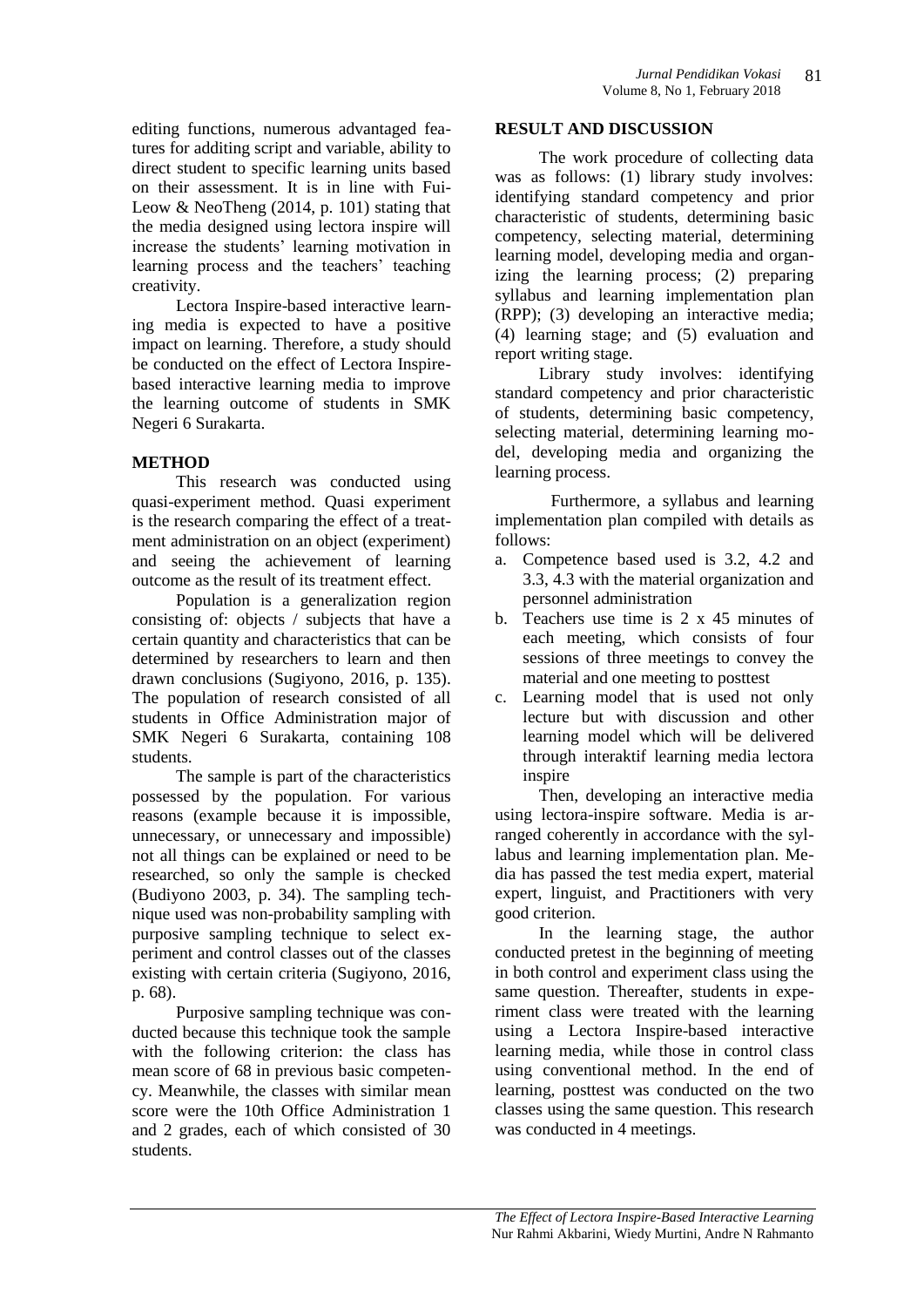editing functions, numerous advantaged features for additing script and variable, ability to direct student to specific learning units based on their assessment. It is in line with Fui-Leow & NeoTheng (2014, p. 101) stating that the media designed using lectora inspire will increase the students' learning motivation in learning process and the teachers' teaching creativity.

Lectora Inspire-based interactive learning media is expected to have a positive impact on learning. Therefore, a study should be conducted on the effect of Lectora Inspire-based interactive learning media to improve the learning outcome of students in SMK Negeri 6 Surakarta.

## METHOD

This research was conducted using quasi-experiment method. Quasi experiment is the research comparing the effect of a treatment administration on an object (experiment) and seeing the achievement of learning outcome as the result of its treatment effect.

Population is a generalization region consisting of: objects / subjects that have a certain quantity and characteristics that can be determined by researchers to learn and then drawn conclusions (Sugiyono, 2016, p. 135). The population of research consisted of all students in Office Administration major of SMK Negeri 6 Surakarta, containing 108 students.

The sample is part of the characteristics possessed by the population. For various reasons (example because it is impossible, unnecessary, or unnecessary and impossible) not all things can be explained or need to be researched, so only the sample is checked (Budiyono 2003, p. 34). The sampling technique used was non-probability sampling with purposive sampling technique to select experiment and control classes out of the classes existing with certain criteria (Sugiyono, 2016, p. 68).

Purposive sampling technique was conducted because this technique took the sample with the following criterion: the class has mean score of 68 in previous basic competency. Meanwhile, the classes with similar mean score were the 10th Office Administration 1 and 2 grades, each of which consisted of 30 students.

## RESULT AND DISCUSSION

The work procedure of collecting data was as follows: (1) library study involves: identifying standard competency and prior characteristic of students, determining basic competency, selecting material, determining learning model, developing media and organizing the learning process; (2) preparing syllabus and learning implementation plan (RPP); (3) developing an interactive media; (4) learning stage; and (5) evaluation and report writing stage.

Library study involves: identifying standard competency and prior characteristic of students, determining basic competency, selecting material, determining learning model, developing media and organizing the learning process.

Furthermore, a syllabus and learning implementation plan compiled with details as follows:

a. Competence based used is 3.2, 4.2 and 3.3, 4.3 with the material organization and personnel administration
b. Teachers use time is 2 x 45 minutes of each meeting, which consists of four sessions of three meetings to convey the material and one meeting to posttest
c. Learning model that is used not only lecture but with discussion and other learning model which will be delivered through interaktif learning media lectora inspire

Then, developing an interactive media using lectora-inspire software. Media is arranged coherently in accordance with the syllabus and learning implementation plan. Media has passed the test media expert, material expert, linguist, and Practitioners with very good criterion.

In the learning stage, the author conducted pretest in the beginning of meeting in both control and experiment class using the same question. Thereafter, students in experiment class were treated with the learning using a Lectora Inspire-based interactive learning media, while those in control class using conventional method. In the end of learning, posttest was conducted on the two classes using the same question. This research was conducted in 4 meetings.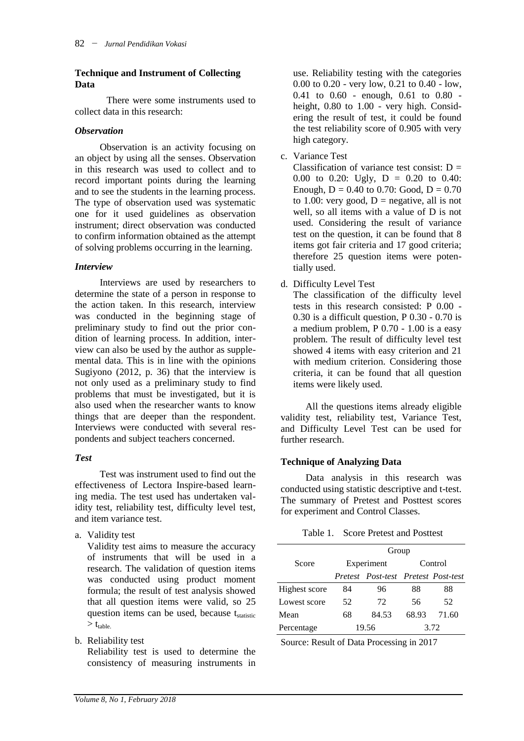### Technique and Instrument of Collecting Data

There were some instruments used to collect data in this research:

#### *Observation*

Observation is an activity focusing on an object by using all the senses. Observation in this research was used to collect and to record important points during the learning and to see the students in the learning process. The type of observation used was systematic one for it used guidelines as observation instrument; direct observation was conducted to confirm information obtained as the attempt of solving problems occurring in the learning.

#### *Interview*

Interviews are used by researchers to determine the state of a person in response to the action taken. In this research, interview was conducted in the beginning stage of preliminary study to find out the prior condition of learning process. In addition, interview can also be used by the author as supplemental data. This is in line with the opinions Sugiyono (2012, p. 36) that the interview is not only used as a preliminary study to find problems that must be investigated, but it is also used when the researcher wants to know things that are deeper than the respondent. Interviews were conducted with several respondents and subject teachers concerned.

#### *Test*

Test was instrument used to find out the effectiveness of Lectora Inspire-based learning media. The test used has undertaken validity test, reliability test, difficulty level test, and item variance test.

a. Validity test
   Validity test aims to measure the accuracy of instruments that will be used in a research. The validation of question items was conducted using product moment formula; the result of test analysis showed that all question items were valid, so 25 question items can be used, because $t_{statistic} > t_{table.}$

b. Reliability test
   Reliability test is used to determine the consistency of measuring instruments in use. Reliability testing with the categories 0.00 to 0.20 - very low, 0.21 to 0.40 - low, 0.41 to 0.60 - enough, 0.61 to 0.80 - height, 0.80 to 1.00 - very high. Considering the result of test, it could be found the test reliability score of 0.905 with very high category.

c. Variance Test
   Classification of variance test consist: D = 0.00 to 0.20: Ugly, D = 0.20 to 0.40: Enough, D = 0.40 to 0.70: Good, D = 0.70 to 1.00: very good, D = negative, all is not well, so all items with a value of D is not used. Considering the result of variance test on the question, it can be found that 8 items got fair criteria and 17 good criteria; therefore 25 question items were potentially used.

d. Difficulty Level Test
   The classification of the difficulty level tests in this research consisted: P 0.00 - 0.30 is a difficult question, P 0.30 - 0.70 is a medium problem, P 0.70 - 1.00 is a easy problem. The result of difficulty level test showed 4 items with easy criterion and 21 with medium criterion. Considering those criteria, it can be found that all question items were likely used.

All the questions items already eligible validity test, reliability test, Variance Test, and Difficulty Level Test can be used for further research.

### Technique of Analyzing Data

Data analysis in this research was conducted using statistic descriptive and t-test. The summary of Pretest and Posttest scores for experiment and Control Classes.

Table 1. Score Pretest and Posttest

| Score | Group | | | |
|---|---|---|---|---|
| | Experiment | | Control | |
| | *Pretest* | *Post-test* | *Pretest* | *Post-test* |
| Highest score | 84 | 96 | 88 | 88 |
| Lowest score | 52 | 72 | 56 | 52 |
| Mean | 68 | 84.53 | 68.93 | 71.60 |
| Percentage | 19.56 | | 3.72 | |

Source: Result of Data Processing in 2017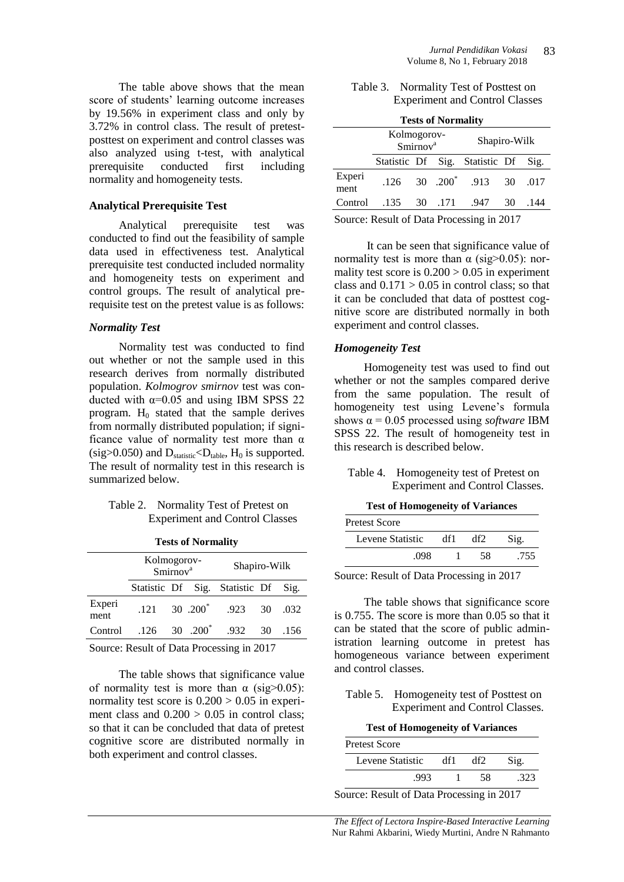The table above shows that the mean score of students' learning outcome increases by 19.56% in experiment class and only by 3.72% in control class. The result of pretest-posttest on experiment and control classes was also analyzed using t-test, with analytical prerequisite conducted first including normality and homogeneity tests.

### Analytical Prerequisite Test

Analytical prerequisite test was conducted to find out the feasibility of sample data used in effectiveness test. Analytical prerequisite test conducted included normality and homogeneity tests on experiment and control groups. The result of analytical prerequisite test on the pretest value is as follows:

#### *Normality Test*

Normality test was conducted to find out whether or not the sample used in this research derives from normally distributed population. *Kolmogrov smirnov* test was conducted with $\alpha$=0.05 and using IBM SPSS 22 program. $H_0$ stated that the sample derives from normally distributed population; if significance value of normality test more than $\alpha$ (sig>0.050) and $D_{statistic}<D_{table}$, $H_0$ is supported. The result of normality test in this research is summarized below.

Table 2. Normality Test of Pretest on Experiment and Control Classes

**Tests of Normality**

| | Kolmogorov-Smirnov[a] | | | Shapiro-Wilk | | |
|---|---|---|---|---|---|---|
| | Statistic | Df | Sig. | Statistic | Df | Sig. |
| Experiment | .121 | 30 | .200* | .923 | 30 | .032 |
| Control | .126 | 30 | .200* | .932 | 30 | .156 |

Source: Result of Data Processing in 2017

The table shows that significance value of normality test is more than $\alpha$ (sig>0.05): normality test score is 0.200 > 0.05 in experiment class and 0.200 > 0.05 in control class; so that it can be concluded that data of pretest cognitive score are distributed normally in both experiment and control classes.

Table 3. Normality Test of Posttest on Experiment and Control Classes

**Tests of Normality**

| | Kolmogorov-Smirnov[a] | | | Shapiro-Wilk | | |
|---|---|---|---|---|---|---|
| | Statistic | Df | Sig. | Statistic | Df | Sig. |
| Experiment | .126 | 30 | .200* | .913 | 30 | .017 |
| Control | .135 | 30 | .171 | .947 | 30 | .144 |

Source: Result of Data Processing in 2017

It can be seen that significance value of normality test is more than $\alpha$ (sig>0.05): normality test score is 0.200 > 0.05 in experiment class and 0.171 > 0.05 in control class; so that it can be concluded that data of posttest cognitive score are distributed normally in both experiment and control classes.

#### *Homogeneity Test*

Homogeneity test was used to find out whether or not the samples compared derive from the same population. The result of homogeneity test using Levene's formula shows $\alpha$ = 0.05 processed using *software* IBM SPSS 22. The result of homogeneity test in this research is described below.

Table 4. Homogeneity test of Pretest on Experiment and Control Classes.

**Test of Homogeneity of Variances**

Pretest Score

| Levene Statistic | df1 | df2 | Sig. |
|---|---|---|---|
| .098 | 1 | 58 | .755 |

Source: Result of Data Processing in 2017

The table shows that significance score is 0.755. The score is more than 0.05 so that it can be stated that the score of public administration learning outcome in pretest has homogeneous variance between experiment and control classes.

Table 5. Homogeneity test of Posttest on Experiment and Control Classes.

**Test of Homogeneity of Variances**

Pretest Score

| Levene Statistic | df1 | df2 | Sig. |
|---|---|---|---|
| .993 | 1 | 58 | .323 |

Source: Result of Data Processing in 2017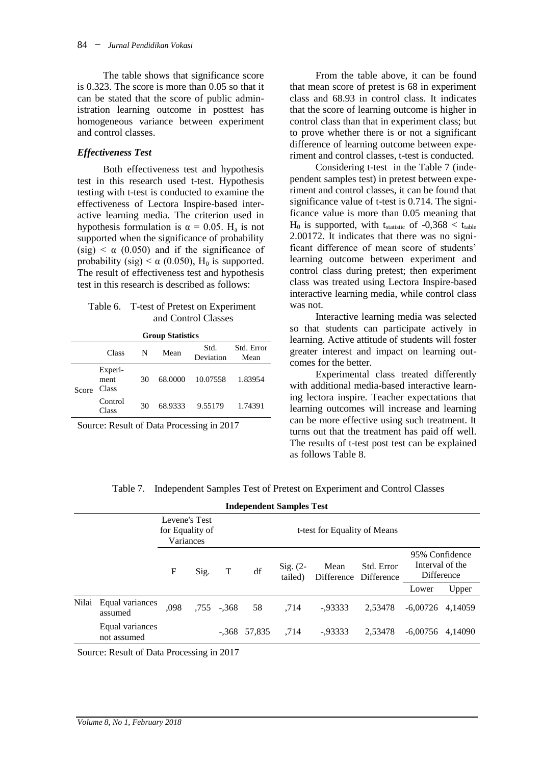The table shows that significance score is 0.323. The score is more than 0.05 so that it can be stated that the score of public administration learning outcome in posttest has homogeneous variance between experiment and control classes.

### *Effectiveness Test*

Both effectiveness test and hypothesis test in this research used t-test. Hypothesis testing with t-test is conducted to examine the effectiveness of Lectora Inspire-based interactive learning media. The criterion used in hypothesis formulation is $\alpha = 0.05$. $H_a$ is not supported when the significance of probability (sig) < $\alpha$ (0.050) and if the significance of probability (sig) < $\alpha$ (0.050), $H_0$ is supported. The result of effectiveness test and hypothesis test in this research is described as follows:

Table 6. T-test of Pretest on Experiment and Control Classes

**Group Statistics**

| | Class | N | Mean | Std. Deviation | Std. Error Mean |
|---|---|---|---|---|---|
| Score | Experiment Class | 30 | 68.0000 | 10.07558 | 1.83954 |
| | Control Class | 30 | 68.9333 | 9.55179 | 1.74391 |

Source: Result of Data Processing in 2017

From the table above, it can be found that mean score of pretest is 68 in experiment class and 68.93 in control class. It indicates that the score of learning outcome is higher in control class than that in experiment class; but to prove whether there is or not a significant difference of learning outcome between experiment and control classes, t-test is conducted.

Considering t-test in the Table 7 (independent samples test) in pretest between experiment and control classes, it can be found that significance value of t-test is 0.714. The significance value is more than 0.05 meaning that $H_0$ is supported, with $t_{statistic}$ of -0,368 < $t_{table}$ 2.00172. It indicates that there was no significant difference of mean score of students' learning outcome between experiment and control class during pretest; then experiment class was treated using Lectora Inspire-based interactive learning media, while control class was not.

Interactive learning media was selected so that students can participate actively in learning. Active attitude of students will foster greater interest and impact on learning outcomes for the better.

Experimental class treated differently with additional media-based interactive learning lectora inspire. Teacher expectations that learning outcomes will increase and learning can be more effective using such treatment. It turns out that the treatment has paid off well. The results of t-test post test can be explained as follows Table 8.

Table 7. Independent Samples Test of Pretest on Experiment and Control Classes

**Independent Samples Test**

| | | Levene's Test for Equality of Variances | | t-test for Equality of Means | | | | | | |
|---|---|---|---|---|---|---|---|---|---|---|
| | | F | Sig. | T | df | Sig. (2-tailed) | Mean Difference | Std. Error Difference | 95% Confidence Interval of the Difference | |
| | | | | | | | | | Lower | Upper |
| Nilai | Equal variances assumed | ,098 | ,755 | -,368 | 58 | ,714 | -,93333 | 2,53478 | -6,00726 | 4,14059 |
| | Equal variances not assumed | | | -,368 | 57,835 | ,714 | -,93333 | 2,53478 | -6,00756 | 4,14090 |

Source: Result of Data Processing in 2017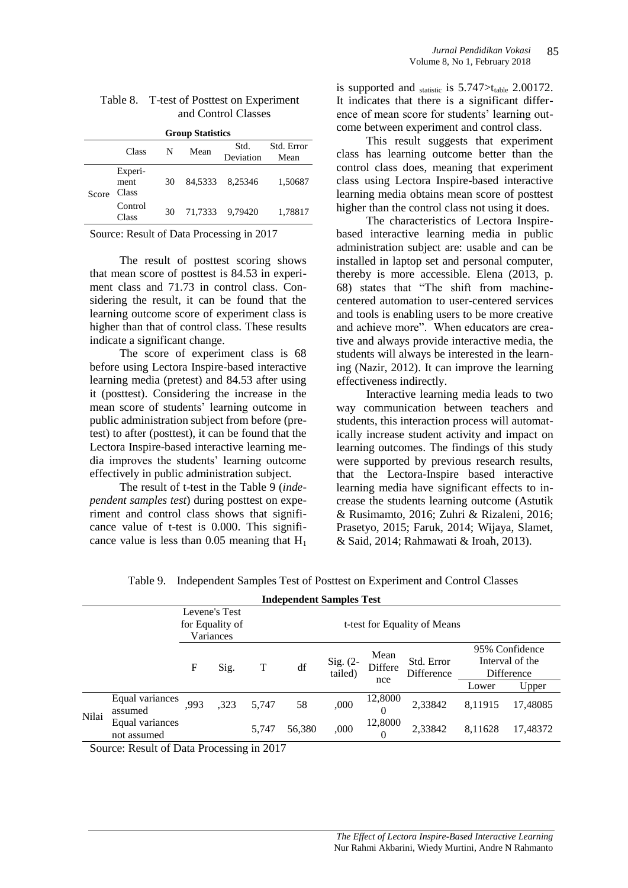Table 8. T-test of Posttest on Experiment and Control Classes

**Group Statistics**

| | Class | N | Mean | Std. Deviation | Std. Error Mean |
|---|---|---|---|---|---|
| Score | Experi-ment Class | 30 | 84,5333 | 8,25346 | 1,50687 |
| | Control Class | 30 | 71,7333 | 9,79420 | 1,78817 |

Source: Result of Data Processing in 2017

The result of posttest scoring shows that mean score of posttest is 84.53 in experiment class and 71.73 in control class. Considering the result, it can be found that the learning outcome score of experiment class is higher than that of control class. These results indicate a significant change.

The score of experiment class is 68 before using Lectora Inspire-based interactive learning media (pretest) and 84.53 after using it (posttest). Considering the increase in the mean score of students' learning outcome in public administration subject from before (pretest) to after (posttest), it can be found that the Lectora Inspire-based interactive learning media improves the students' learning outcome effectively in public administration subject.

The result of t-test in the Table 9 (*independent samples test*) during posttest on experiment and control class shows that significance value of t-test is 0.000. This significance value is less than 0.05 meaning that $H_1$ is supported and $_{statistic}$ is 5.747>$t_{table}$ 2.00172. It indicates that there is a significant difference of mean score for students' learning outcome between experiment and control class.

This result suggests that experiment class has learning outcome better than the control class does, meaning that experiment class using Lectora Inspire-based interactive learning media obtains mean score of posttest higher than the control class not using it does.

The characteristics of Lectora Inspire-based interactive learning media in public administration subject are: usable and can be installed in laptop set and personal computer, thereby is more accessible. Elena (2013, p. 68) states that "The shift from machine-centered automation to user-centered services and tools is enabling users to be more creative and achieve more". When educators are creative and always provide interactive media, the students will always be interested in the learning (Nazir, 2012). It can improve the learning effectiveness indirectly.

Interactive learning media leads to two way communication between teachers and students, this interaction process will automatically increase student activity and impact on learning outcomes. The findings of this study were supported by previous research results, that the Lectora-Inspire based interactive learning media have significant effects to increase the students learning outcome (Astutik & Rusimamto, 2016; Zuhri & Rizaleni, 2016; Prasetyo, 2015; Faruk, 2014; Wijaya, Slamet, & Said, 2014; Rahmawati & Iroah, 2013).

Table 9. Independent Samples Test of Posttest on Experiment and Control Classes

**Independent Samples Test**

| | | Levene's Test for Equality of Variances | | t-test for Equality of Means | | | | | | |
|---|---|---|---|---|---|---|---|---|---|---|
| | | F | Sig. | T | df | Sig. (2-tailed) | Mean Difference | Std. Error Difference | 95% Confidence Interval of the Difference | |
| | | | | | | | | | Lower | Upper |
| Nilai | Equal variances assumed | ,993 | ,323 | 5,747 | 58 | ,000 | 12,80000 | 2,33842 | 8,11915 | 17,48085 |
| | Equal variances not assumed | | | 5,747 | 56,380 | ,000 | 12,80000 | 2,33842 | 8,11628 | 17,48372 |

Source: Result of Data Processing in 2017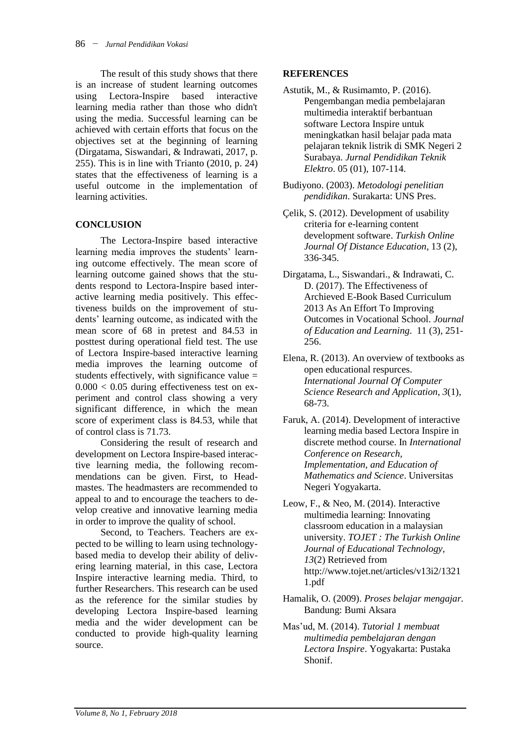The result of this study shows that there is an increase of student learning outcomes using Lectora-Inspire based interactive learning media rather than those who didn't using the media. Successful learning can be achieved with certain efforts that focus on the objectives set at the beginning of learning (Dirgatama, Siswandari, & Indrawati, 2017, p. 255). This is in line with Trianto (2010, p. 24) states that the effectiveness of learning is a useful outcome in the implementation of learning activities.

## CONCLUSION

The Lectora-Inspire based interactive learning media improves the students' learning outcome effectively. The mean score of learning outcome gained shows that the students respond to Lectora-Inspire based interactive learning media positively. This effectiveness builds on the improvement of students' learning outcome, as indicated with the mean score of 68 in pretest and 84.53 in posttest during operational field test. The use of Lectora Inspire-based interactive learning media improves the learning outcome of students effectively, with significance value = 0.000 < 0.05 during effectiveness test on experiment and control class showing a very significant difference, in which the mean score of experiment class is 84.53, while that of control class is 71.73.

Considering the result of research and development on Lectora Inspire-based interactive learning media, the following recommendations can be given. First, to Headmastes. The headmasters are recommended to appeal to and to encourage the teachers to develop creative and innovative learning media in order to improve the quality of school.

Second, to Teachers. Teachers are expected to be willing to learn using technology-based media to develop their ability of delivering learning material, in this case, Lectora Inspire interactive learning media. Third, to further Researchers. This research can be used as the reference for the similar studies by developing Lectora Inspire-based learning media and the wider development can be conducted to provide high-quality learning source.

## REFERENCES

Astutik, M., & Rusimamto, P. (2016). Pengembangan media pembelajaran multimedia interaktif berbantuan software Lectora Inspire untuk meningkatkan hasil belajar pada mata pelajaran teknik listrik di SMK Negeri 2 Surabaya. *Jurnal Pendidikan Teknik Elektro*. 05 (01), 107-114.

Budiyono. (2003). *Metodologi penelitian pendidikan*. Surakarta: UNS Pres.

Çelik, S. (2012). Development of usability criteria for e-learning content development software. *Turkish Online Journal Of Distance Education*, 13 (2), 336-345.

Dirgatama, L., Siswandari., & Indrawati, C. D. (2017). The Effectiveness of Archieved E-Book Based Curriculum 2013 As An Effort To Improving Outcomes in Vocational School. *Journal of Education and Learning*. 11 (3), 251-256.

Elena, R. (2013). An overview of textbooks as open educational respurces. *International Journal Of Computer Science Research and Application*, *3*(1), 68-73.

Faruk, A. (2014). Development of interactive learning media based Lectora Inspire in discrete method course. In *International Conference on Research, Implementation, and Education of Mathematics and Science*. Universitas Negeri Yogyakarta.

Leow, F., & Neo, M. (2014). Interactive multimedia learning: Innovating classroom education in a malaysian university. *TOJET : The Turkish Online Journal of Educational Technology*, *13*(2) Retrieved from http://www.tojet.net/articles/v13i2/13211.pdf

Hamalik, O. (2009). *Proses belajar mengajar*. Bandung: Bumi Aksara

Mas'ud, M. (2014). *Tutorial 1 membuat multimedia pembelajaran dengan Lectora Inspire*. Yogyakarta: Pustaka Shonif.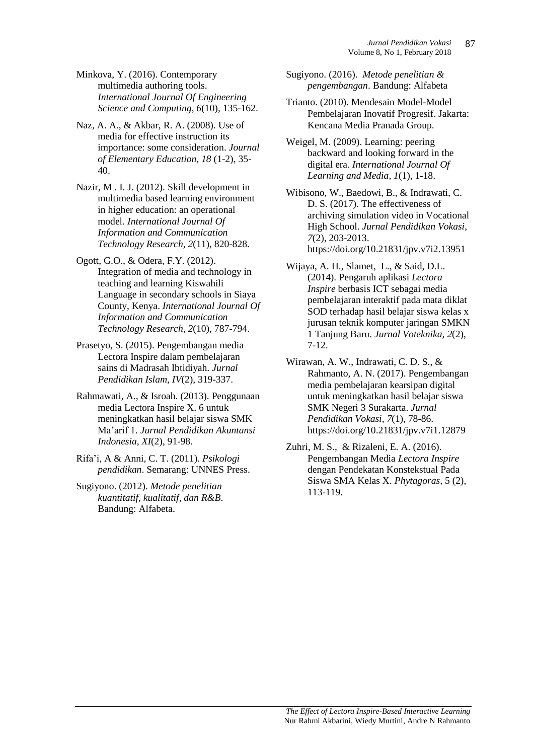Minkova, Y. (2016). Contemporary multimedia authoring tools. *International Journal Of Engineering Science and Computing*, *6*(10), 135-162.

Naz, A. A., & Akbar, R. A. (2008). Use of media for effective instruction its importance: some consideration. *Journal of Elementary Education, 18* (1-2), 35-40.

Nazir, M . I. J. (2012). Skill development in multimedia based learning environment in higher education: an operational model. *International Journal Of Information and Communication Technology Research, 2*(11), 820-828.

Ogott, G.O., & Odera, F.Y. (2012). Integration of media and technology in teaching and learning Kiswahili Language in secondary schools in Siaya County, Kenya. *International Journal Of Information and Communication Technology Research, 2*(10), 787-794.

Prasetyo, S. (2015). Pengembangan media Lectora Inspire dalam pembelajaran sains di Madrasah Ibtidiyah. *Jurnal Pendidikan Islam, IV*(2), 319-337.

Rahmawati, A., & Isroah. (2013). Penggunaan media Lectora Inspire X. 6 untuk meningkatkan hasil belajar siswa SMK Ma'arif 1. *Jurnal Pendidikan Akuntansi Indonesia*, *XI*(2), 91-98.

Rifa'i, A & Anni, C. T. (2011). *Psikologi pendidikan*. Semarang: UNNES Press.

Sugiyono. (2012). *Metode penelitian kuantitatif, kualitatif, dan R&B.* Bandung: Alfabeta.

Sugiyono. (2016). *Metode penelitian & pengembangan*. Bandung: Alfabeta

Trianto. (2010). Mendesain Model-Model Pembelajaran Inovatif Progresif. Jakarta: Kencana Media Pranada Group.

Weigel, M. (2009). Learning: peering backward and looking forward in the digital era. *International Journal Of Learning and Media, 1*(1), 1-18.

Wibisono, W., Baedowi, B., & Indrawati, C. D. S. (2017). The effectiveness of archiving simulation video in Vocational High School. *Jurnal Pendidikan Vokasi, 7*(2), 203-2013. https://doi.org/10.21831/jpv.v7i2.13951

Wijaya, A. H., Slamet, L., & Said, D.L. (2014). Pengaruh aplikasi *Lectora Inspire* berbasis ICT sebagai media pembelajaran interaktif pada mata diklat SOD terhadap hasil belajar siswa kelas x jurusan teknik komputer jaringan SMKN 1 Tanjung Baru. *Jurnal Voteknika, 2*(2), 7-12.

Wirawan, A. W., Indrawati, C. D. S., & Rahmanto, A. N. (2017). Pengembangan media pembelajaran kearsipan digital untuk meningkatkan hasil belajar siswa SMK Negeri 3 Surakarta. *Jurnal Pendidikan Vokasi*, *7*(1), 78-86. https://doi.org/10.21831/jpv.v7i1.12879

Zuhri, M. S., & Rizaleni, E. A. (2016). Pengembangan Media *Lectora Inspire* dengan Pendekatan Konstekstual Pada Siswa SMA Kelas X. *Phytagoras,* 5 (2), 113-119.